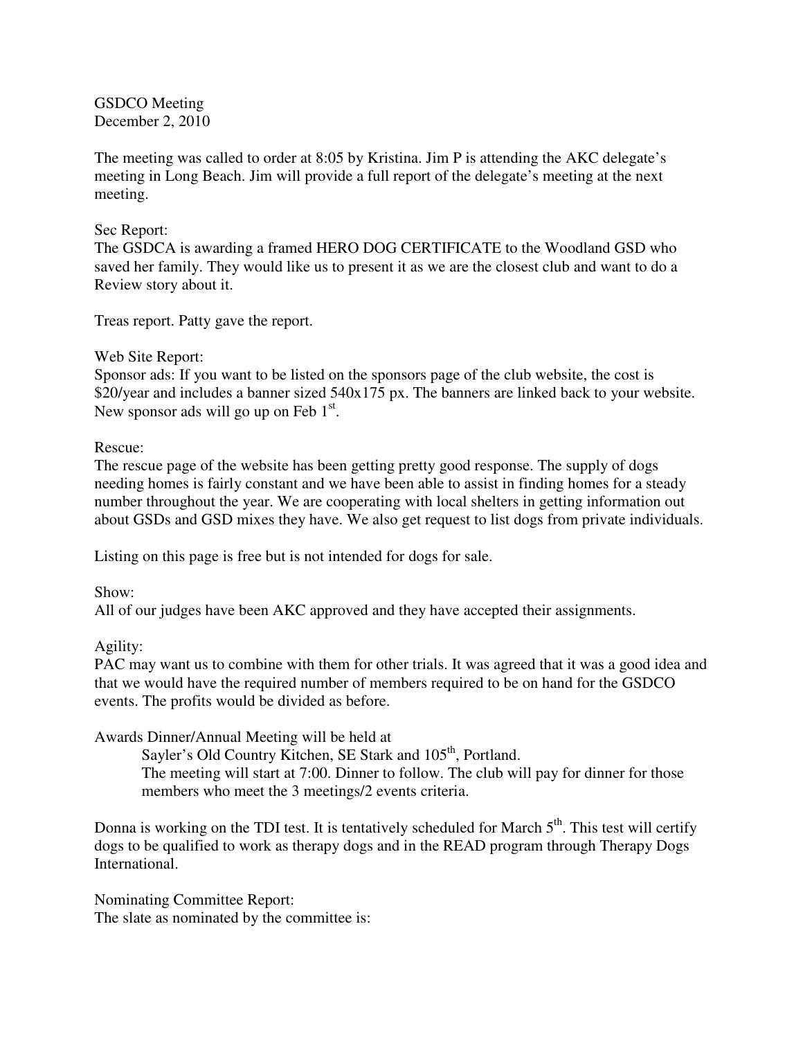GSDCO Meeting
December 2, 2010

The meeting was called to order at 8:05 by Kristina. Jim P is attending the AKC delegate's meeting in Long Beach. Jim will provide a full report of the delegate's meeting at the next meeting.

Sec Report:
The GSDCA is awarding a framed HERO DOG CERTIFICATE to the Woodland GSD who saved her family. They would like us to present it as we are the closest club and want to do a Review story about it.

Treas report. Patty gave the report.

Web Site Report:
Sponsor ads: If you want to be listed on the sponsors page of the club website, the cost is $20/year and includes a banner sized 540x175 px. The banners are linked back to your website. New sponsor ads will go up on Feb 1st.

Rescue:
The rescue page of the website has been getting pretty good response. The supply of dogs needing homes is fairly constant and we have been able to assist in finding homes for a steady number throughout the year. We are cooperating with local shelters in getting information out about GSDs and GSD mixes they have. We also get request to list dogs from private individuals.

Listing on this page is free but is not intended for dogs for sale.

Show:
All of our judges have been AKC approved and they have accepted their assignments.

Agility:
PAC may want us to combine with them for other trials. It was agreed that it was a good idea and that we would have the required number of members required to be on hand for the GSDCO events. The profits would be divided as before.

Awards Dinner/Annual Meeting will be held at

> Sayler's Old Country Kitchen, SE Stark and 105th, Portland.
> The meeting will start at 7:00. Dinner to follow. The club will pay for dinner for those members who meet the 3 meetings/2 events criteria.

Donna is working on the TDI test. It is tentatively scheduled for March 5th. This test will certify dogs to be qualified to work as therapy dogs and in the READ program through Therapy Dogs International.

Nominating Committee Report:
The slate as nominated by the committee is: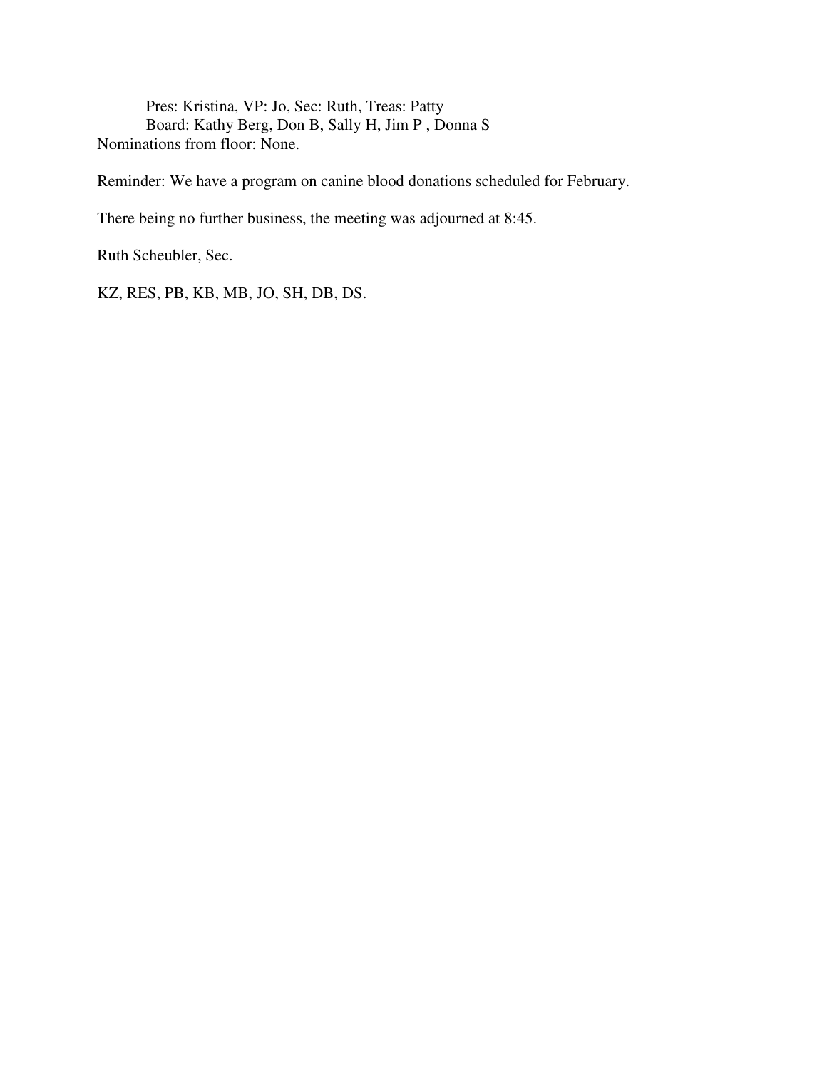Pres: Kristina, VP: Jo, Sec: Ruth, Treas: Patty
Board: Kathy Berg, Don B, Sally H, Jim P , Donna S

Nominations from floor: None.

Reminder: We have a program on canine blood donations scheduled for February.

There being no further business, the meeting was adjourned at 8:45.

Ruth Scheubler, Sec.

KZ, RES, PB, KB, MB, JO, SH, DB, DS.